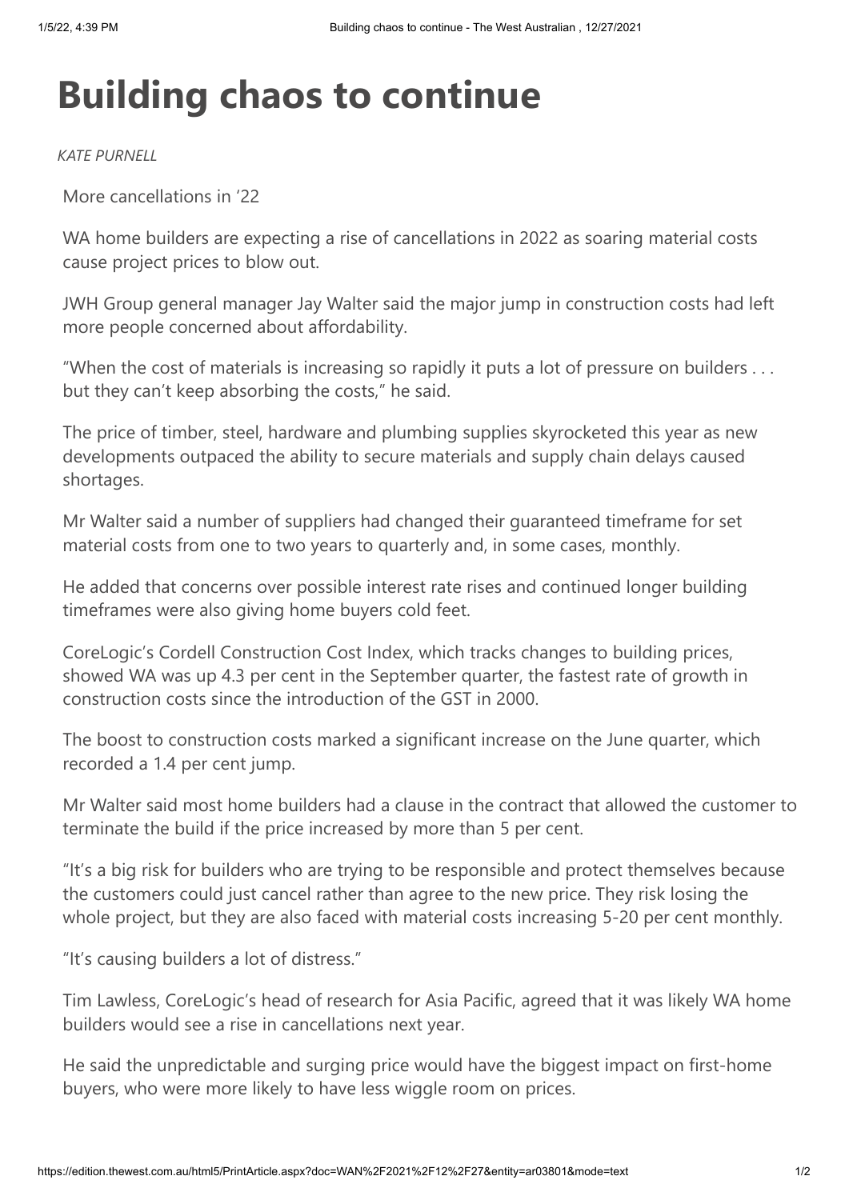# Building chaos to continue

*KATE PURNELL*

More cancellations in '22

WA home builders are expecting a rise of cancellations in 2022 as soaring material costs cause project prices to blow out.

JWH Group general manager Jay Walter said the major jump in construction costs had left more people concerned about affordability.

"When the cost of materials is increasing so rapidly it puts a lot of pressure on builders . . . but they can't keep absorbing the costs," he said.

The price of timber, steel, hardware and plumbing supplies skyrocketed this year as new developments outpaced the ability to secure materials and supply chain delays caused shortages.

Mr Walter said a number of suppliers had changed their guaranteed timeframe for set material costs from one to two years to quarterly and, in some cases, monthly.

He added that concerns over possible interest rate rises and continued longer building timeframes were also giving home buyers cold feet.

CoreLogic's Cordell Construction Cost Index, which tracks changes to building prices, showed WA was up 4.3 per cent in the September quarter, the fastest rate of growth in construction costs since the introduction of the GST in 2000.

The boost to construction costs marked a significant increase on the June quarter, which recorded a 1.4 per cent jump.

Mr Walter said most home builders had a clause in the contract that allowed the customer to terminate the build if the price increased by more than 5 per cent.

"It's a big risk for builders who are trying to be responsible and protect themselves because the customers could just cancel rather than agree to the new price. They risk losing the whole project, but they are also faced with material costs increasing 5-20 per cent monthly.

"It's causing builders a lot of distress."

Tim Lawless, CoreLogic's head of research for Asia Pacific, agreed that it was likely WA home builders would see a rise in cancellations next year.

He said the unpredictable and surging price would have the biggest impact on first-home buyers, who were more likely to have less wiggle room on prices.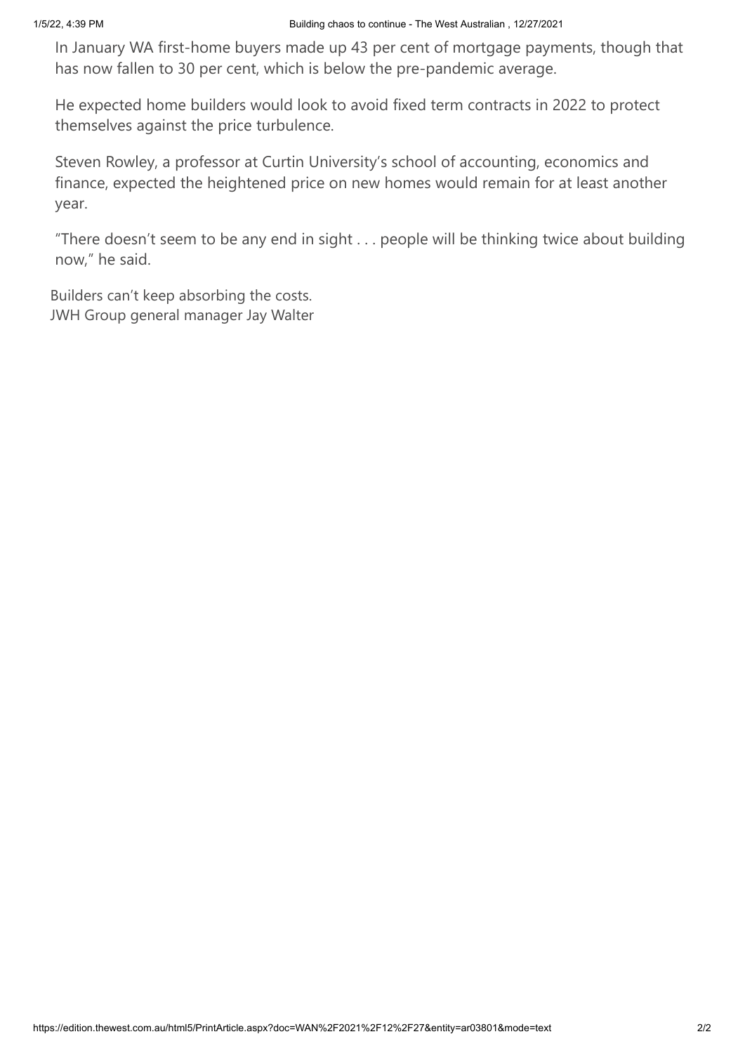In January WA first-home buyers made up 43 per cent of mortgage payments, though that has now fallen to 30 per cent, which is below the pre-pandemic average.

He expected home builders would look to avoid fixed term contracts in 2022 to protect themselves against the price turbulence.

Steven Rowley, a professor at Curtin University's school of accounting, economics and finance, expected the heightened price on new homes would remain for at least another year.

"There doesn't seem to be any end in sight . . . people will be thinking twice about building now," he said.

Builders can't keep absorbing the costs.
JWH Group general manager Jay Walter